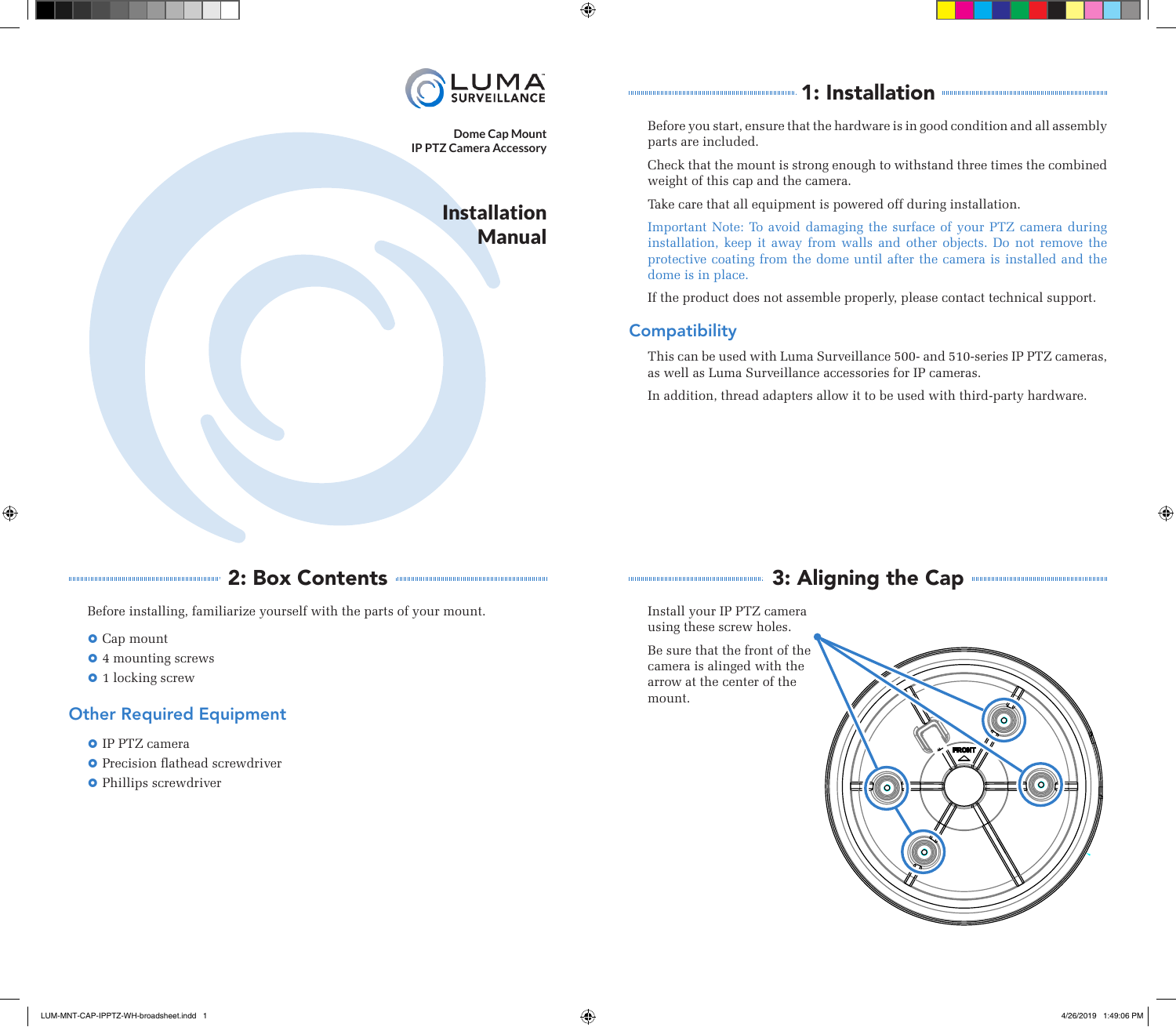LUMA SURVEILLANCE

**Dome Cap Mount**
**IP PTZ Camera Accessory**

# Installation Manual

## 1: Installation

Before you start, ensure that the hardware is in good condition and all assembly parts are included.

Check that the mount is strong enough to withstand three times the combined weight of this cap and the camera.

Take care that all equipment is powered off during installation.

Important Note: To avoid damaging the surface of your PTZ camera during installation, keep it away from walls and other objects. Do not remove the protective coating from the dome until after the camera is installed and the dome is in place.

If the product does not assemble properly, please contact technical support.

### Compatibility

This can be used with Luma Surveillance 500- and 510-series IP PTZ cameras, as well as Luma Surveillance accessories for IP cameras.

In addition, thread adapters allow it to be used with third-party hardware.

## 2: Box Contents

Before installing, familiarize yourself with the parts of your mount.

- Cap mount
- 4 mounting screws
- 1 locking screw

### Other Required Equipment

- IP PTZ camera
- Precision flathead screwdriver
- Phillips screwdriver

## 3: Aligning the Cap

Install your IP PTZ camera using these screw holes.

Be sure that the front of the camera is alinged with the arrow at the center of the mount.

FRONT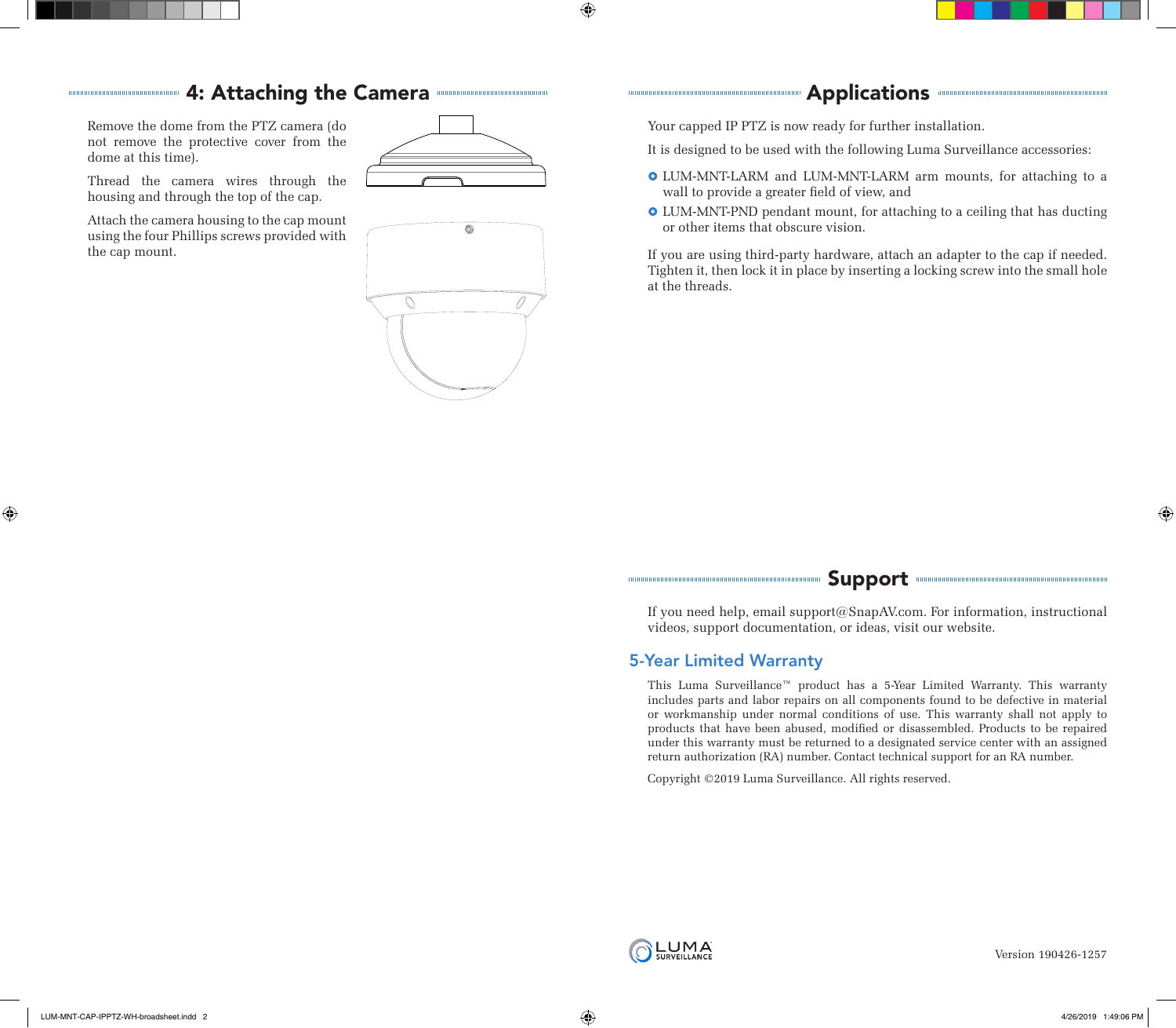## 4: Attaching the Camera

Remove the dome from the PTZ camera (do not remove the protective cover from the dome at this time).

Thread the camera wires through the housing and through the top of the cap.

Attach the camera housing to the cap mount using the four Phillips screws provided with the cap mount.

## Applications

Your capped IP PTZ is now ready for further installation.

It is designed to be used with the following Luma Surveillance accessories:

- LUM-MNT-LARM and LUM-MNT-LARM arm mounts, for attaching to a wall to provide a greater field of view, and
- LUM-MNT-PND pendant mount, for attaching to a ceiling that has ducting or other items that obscure vision.

If you are using third-party hardware, attach an adapter to the cap if needed. Tighten it, then lock it in place by inserting a locking screw into the small hole at the threads.

## Support

If you need help, email support@SnapAV.com. For information, instructional videos, support documentation, or ideas, visit our website.

### 5-Year Limited Warranty

This Luma Surveillance™ product has a 5-Year Limited Warranty. This warranty includes parts and labor repairs on all components found to be defective in material or workmanship under normal conditions of use. This warranty shall not apply to products that have been abused, modified or disassembled. Products to be repaired under this warranty must be returned to a designated service center with an assigned return authorization (RA) number. Contact technical support for an RA number.

Copyright ©2019 Luma Surveillance. All rights reserved.

LUMA SURVEILLANCE

Version 190426-1257